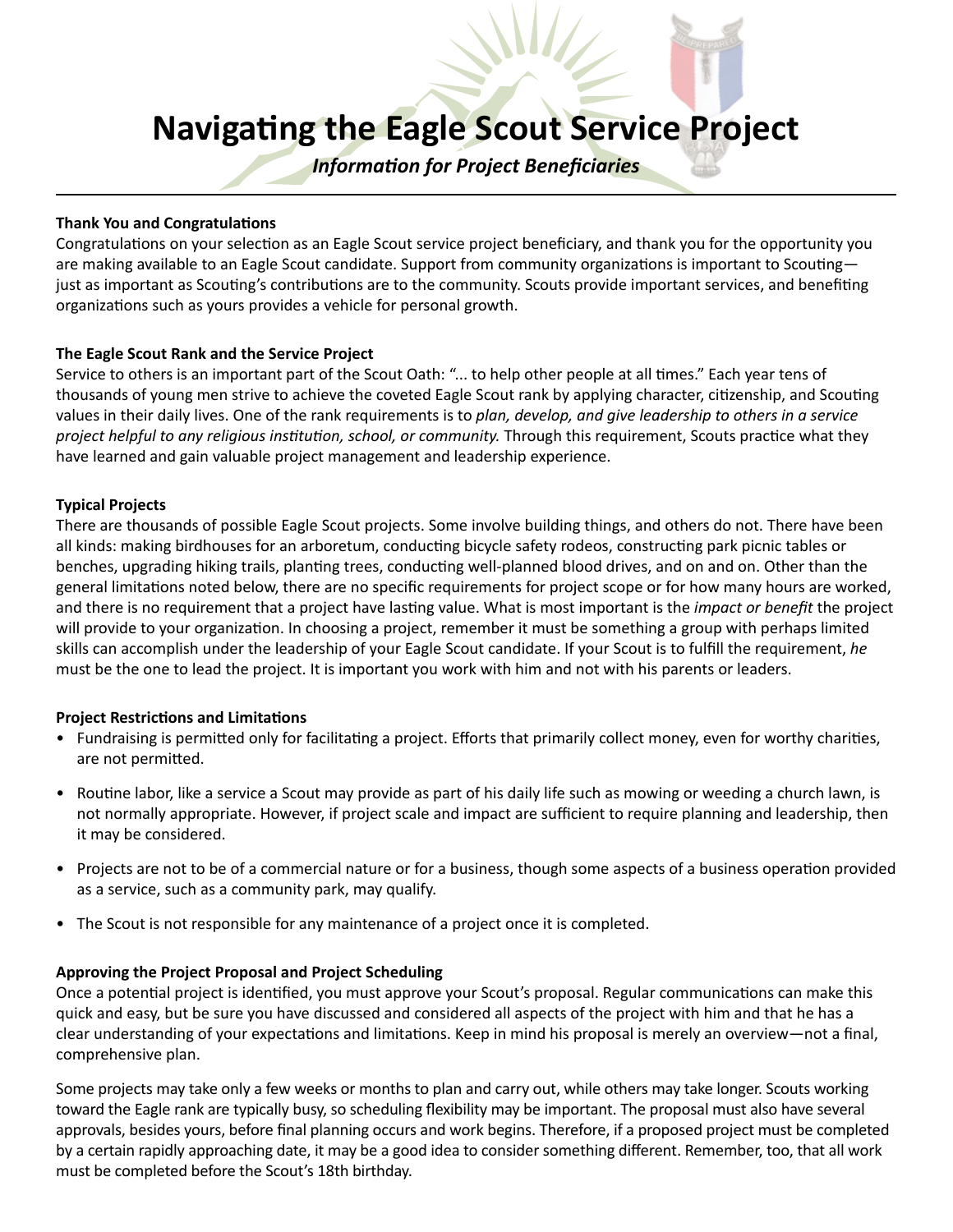# Navigating the Eagle Scout Service Project

***Information for Project Beneficiaries***

---

**Thank You and Congratulations**

Congratulations on your selection as an Eagle Scout service project beneficiary, and thank you for the opportunity you are making available to an Eagle Scout candidate. Support from community organizations is important to Scouting—just as important as Scouting's contributions are to the community. Scouts provide important services, and benefiting organizations such as yours provides a vehicle for personal growth.

**The Eagle Scout Rank and the Service Project**

Service to others is an important part of the Scout Oath: "... to help other people at all times." Each year tens of thousands of young men strive to achieve the coveted Eagle Scout rank by applying character, citizenship, and Scouting values in their daily lives. One of the rank requirements is to *plan, develop, and give leadership to others in a service project helpful to any religious institution, school, or community.* Through this requirement, Scouts practice what they have learned and gain valuable project management and leadership experience.

**Typical Projects**

There are thousands of possible Eagle Scout projects. Some involve building things, and others do not. There have been all kinds: making birdhouses for an arboretum, conducting bicycle safety rodeos, constructing park picnic tables or benches, upgrading hiking trails, planting trees, conducting well-planned blood drives, and on and on. Other than the general limitations noted below, there are no specific requirements for project scope or for how many hours are worked, and there is no requirement that a project have lasting value. What is most important is the *impact or benefit* the project will provide to your organization. In choosing a project, remember it must be something a group with perhaps limited skills can accomplish under the leadership of your Eagle Scout candidate. If your Scout is to fulfill the requirement, *he* must be the one to lead the project. It is important you work with him and not with his parents or leaders.

**Project Restrictions and Limitations**

- Fundraising is permitted only for facilitating a project. Efforts that primarily collect money, even for worthy charities, are not permitted.
- Routine labor, like a service a Scout may provide as part of his daily life such as mowing or weeding a church lawn, is not normally appropriate. However, if project scale and impact are sufficient to require planning and leadership, then it may be considered.
- Projects are not to be of a commercial nature or for a business, though some aspects of a business operation provided as a service, such as a community park, may qualify.
- The Scout is not responsible for any maintenance of a project once it is completed.

**Approving the Project Proposal and Project Scheduling**

Once a potential project is identified, you must approve your Scout's proposal. Regular communications can make this quick and easy, but be sure you have discussed and considered all aspects of the project with him and that he has a clear understanding of your expectations and limitations. Keep in mind his proposal is merely an overview—not a final, comprehensive plan.

Some projects may take only a few weeks or months to plan and carry out, while others may take longer. Scouts working toward the Eagle rank are typically busy, so scheduling flexibility may be important. The proposal must also have several approvals, besides yours, before final planning occurs and work begins. Therefore, if a proposed project must be completed by a certain rapidly approaching date, it may be a good idea to consider something different. Remember, too, that all work must be completed before the Scout's 18th birthday.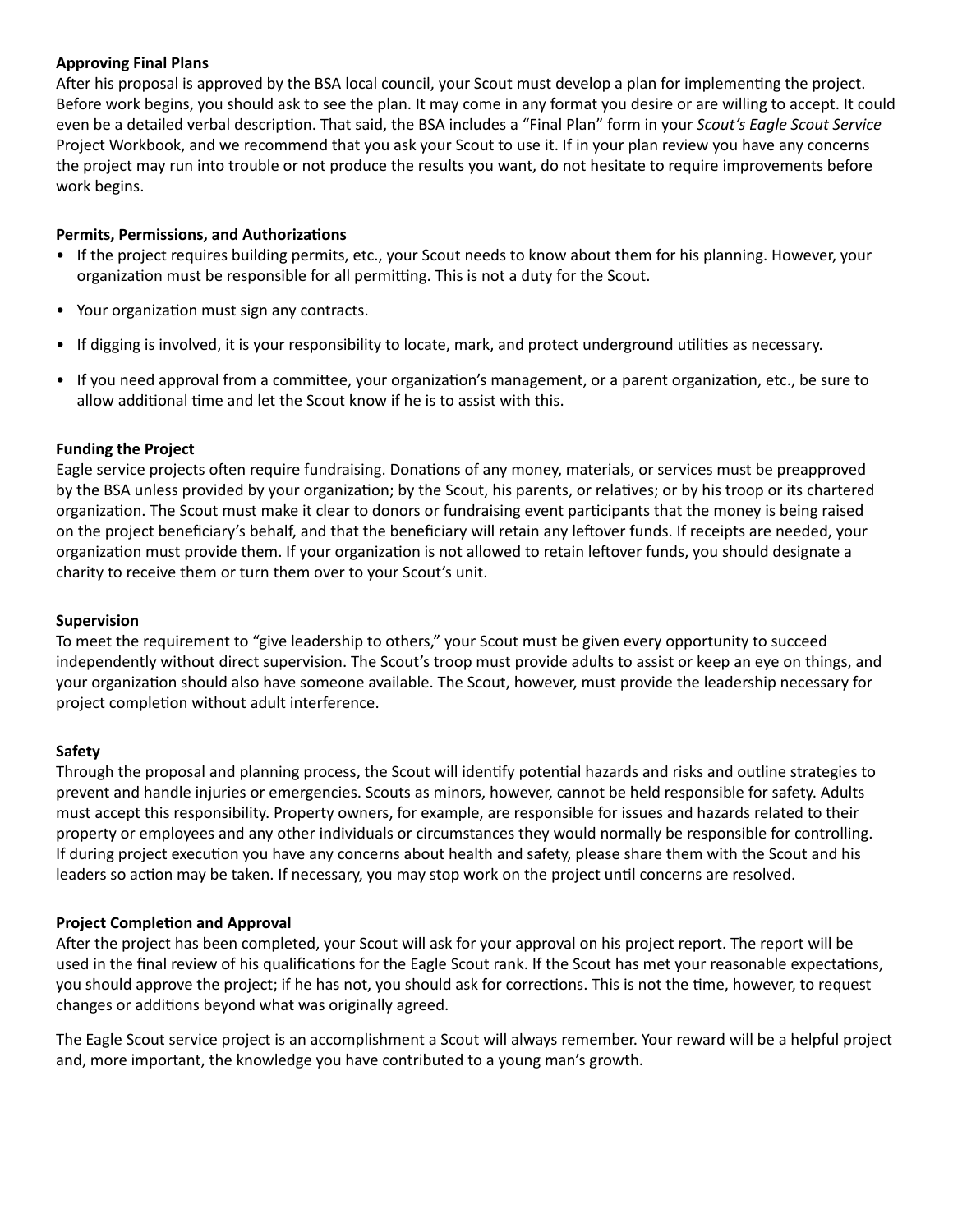**Approving Final Plans**

After his proposal is approved by the BSA local council, your Scout must develop a plan for implementing the project. Before work begins, you should ask to see the plan. It may come in any format you desire or are willing to accept. It could even be a detailed verbal description. That said, the BSA includes a "Final Plan" form in your *Scout's Eagle Scout Service* Project Workbook, and we recommend that you ask your Scout to use it. If in your plan review you have any concerns the project may run into trouble or not produce the results you want, do not hesitate to require improvements before work begins.

**Permits, Permissions, and Authorizations**

- If the project requires building permits, etc., your Scout needs to know about them for his planning. However, your organization must be responsible for all permitting. This is not a duty for the Scout.
- Your organization must sign any contracts.
- If digging is involved, it is your responsibility to locate, mark, and protect underground utilities as necessary.
- If you need approval from a committee, your organization's management, or a parent organization, etc., be sure to allow additional time and let the Scout know if he is to assist with this.

**Funding the Project**

Eagle service projects often require fundraising. Donations of any money, materials, or services must be preapproved by the BSA unless provided by your organization; by the Scout, his parents, or relatives; or by his troop or its chartered organization. The Scout must make it clear to donors or fundraising event participants that the money is being raised on the project beneficiary's behalf, and that the beneficiary will retain any leftover funds. If receipts are needed, your organization must provide them. If your organization is not allowed to retain leftover funds, you should designate a charity to receive them or turn them over to your Scout's unit.

**Supervision**

To meet the requirement to "give leadership to others," your Scout must be given every opportunity to succeed independently without direct supervision. The Scout's troop must provide adults to assist or keep an eye on things, and your organization should also have someone available. The Scout, however, must provide the leadership necessary for project completion without adult interference.

**Safety**

Through the proposal and planning process, the Scout will identify potential hazards and risks and outline strategies to prevent and handle injuries or emergencies. Scouts as minors, however, cannot be held responsible for safety. Adults must accept this responsibility. Property owners, for example, are responsible for issues and hazards related to their property or employees and any other individuals or circumstances they would normally be responsible for controlling. If during project execution you have any concerns about health and safety, please share them with the Scout and his leaders so action may be taken. If necessary, you may stop work on the project until concerns are resolved.

**Project Completion and Approval**

After the project has been completed, your Scout will ask for your approval on his project report. The report will be used in the final review of his qualifications for the Eagle Scout rank. If the Scout has met your reasonable expectations, you should approve the project; if he has not, you should ask for corrections. This is not the time, however, to request changes or additions beyond what was originally agreed.

The Eagle Scout service project is an accomplishment a Scout will always remember. Your reward will be a helpful project and, more important, the knowledge you have contributed to a young man's growth.